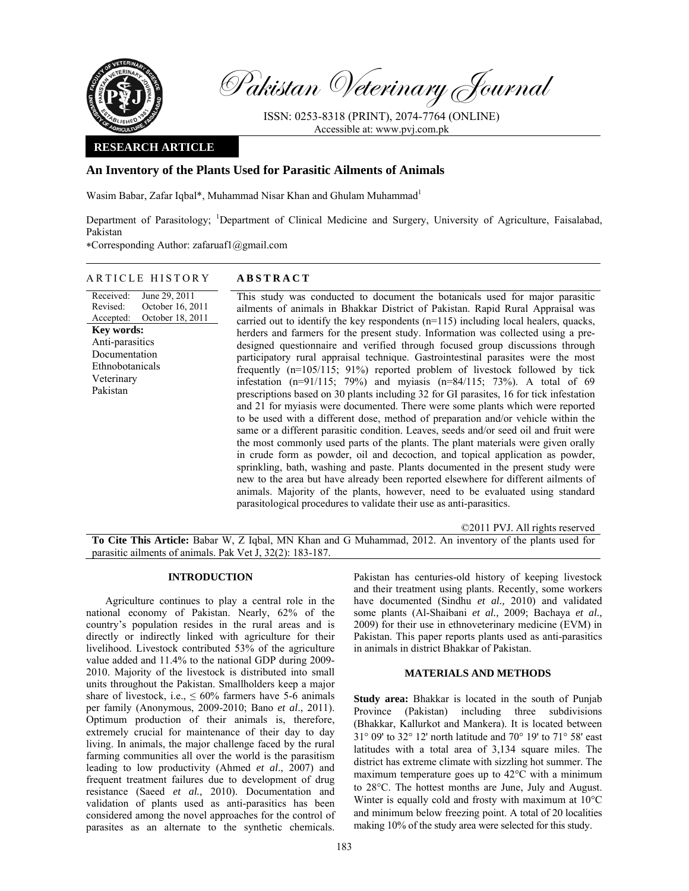Pakistan Veterinary Journal

ISSN: 0253-8318 (PRINT), 2074-7764 (ONLINE)
Accessible at: www.pvj.com.pk

**RESEARCH ARTICLE**

# An Inventory of the Plants Used for Parasitic Ailments of Animals

Wasim Babar, Zafar Iqbal*, Muhammad Nisar Khan and Ghulam Muhammad[1]

Department of Parasitology; [1]Department of Clinical Medicine and Surgery, University of Agriculture, Faisalabad, Pakistan

*Corresponding Author: zafaruaf1@gmail.com

## ARTICLE HISTORY

Received: June 29, 2011
Revised: October 16, 2011
Accepted: October 18, 2011

**Key words:**
Anti-parasitics
Documentation
Ethnobotanicals
Veterinary
Pakistan

## ABSTRACT

This study was conducted to document the botanicals used for major parasitic ailments of animals in Bhakkar District of Pakistan. Rapid Rural Appraisal was carried out to identify the key respondents (n=115) including local healers, quacks, herders and farmers for the present study. Information was collected using a pre-designed questionnaire and verified through focused group discussions through participatory rural appraisal technique. Gastrointestinal parasites were the most frequently (n=105/115; 91%) reported problem of livestock followed by tick infestation (n=91/115; 79%) and myiasis (n=84/115; 73%). A total of 69 prescriptions based on 30 plants including 32 for GI parasites, 16 for tick infestation and 21 for myiasis were documented. There were some plants which were reported to be used with a different dose, method of preparation and/or vehicle within the same or a different parasitic condition. Leaves, seeds and/or seed oil and fruit were the most commonly used parts of the plants. The plant materials were given orally in crude form as powder, oil and decoction, and topical application as powder, sprinkling, bath, washing and paste. Plants documented in the present study were new to the area but have already been reported elsewhere for different ailments of animals. Majority of the plants, however, need to be evaluated using standard parasitological procedures to validate their use as anti-parasitics.

©2011 PVJ. All rights reserved

**To Cite This Article:** Babar W, Z Iqbal, MN Khan and G Muhammad, 2012. An inventory of the plants used for parasitic ailments of animals. Pak Vet J, 32(2): 183-187.

## INTRODUCTION

Agriculture continues to play a central role in the national economy of Pakistan. Nearly, 62% of the country's population resides in the rural areas and is directly or indirectly linked with agriculture for their livelihood. Livestock contributed 53% of the agriculture value added and 11.4% to the national GDP during 2009-2010. Majority of the livestock is distributed into small units throughout the Pakistan. Smallholders keep a major share of livestock, i.e., ≤ 60% farmers have 5-6 animals per family (Anonymous, 2009-2010; Bano *et al*., 2011). Optimum production of their animals is, therefore, extremely crucial for maintenance of their day to day living. In animals, the major challenge faced by the rural farming communities all over the world is the parasitism leading to low productivity (Ahmed *et al*., 2007) and frequent treatment failures due to development of drug resistance (Saeed *et al.,* 2010). Documentation and validation of plants used as anti-parasitics has been considered among the novel approaches for the control of parasites as an alternate to the synthetic chemicals. Pakistan has centuries-old history of keeping livestock and their treatment using plants. Recently, some workers have documented (Sindhu *et al.,* 2010) and validated some plants (Al-Shaibani *et al.,* 2009; Bachaya *et al.,* 2009) for their use in ethnoveterinary medicine (EVM) in Pakistan. This paper reports plants used as anti-parasitics in animals in district Bhakkar of Pakistan.

## MATERIALS AND METHODS

**Study area:** Bhakkar is located in the south of Punjab Province (Pakistan) including three subdivisions (Bhakkar, Kallurkot and Mankera). It is located between 31° 09' to 32° 12' north latitude and 70° 19' to 71° 58' east latitudes with a total area of 3,134 square miles. The district has extreme climate with sizzling hot summer. The maximum temperature goes up to 42°C with a minimum to 28°C. The hottest months are June, July and August. Winter is equally cold and frosty with maximum at 10°C and minimum below freezing point. A total of 20 localities making 10% of the study area were selected for this study.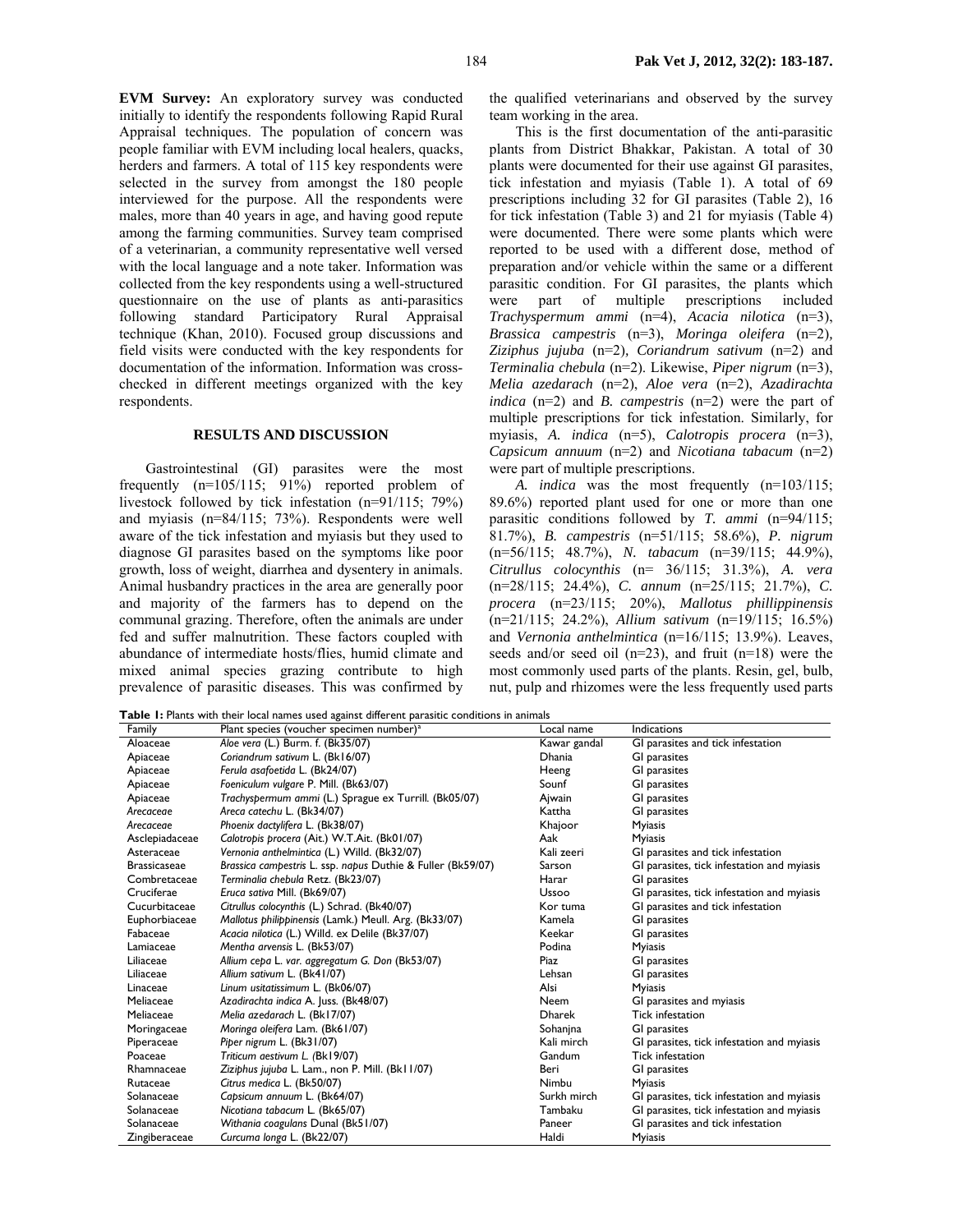**EVM Survey:** An exploratory survey was conducted initially to identify the respondents following Rapid Rural Appraisal techniques. The population of concern was people familiar with EVM including local healers, quacks, herders and farmers. A total of 115 key respondents were selected in the survey from amongst the 180 people interviewed for the purpose. All the respondents were males, more than 40 years in age, and having good repute among the farming communities. Survey team comprised of a veterinarian, a community representative well versed with the local language and a note taker. Information was collected from the key respondents using a well-structured questionnaire on the use of plants as anti-parasitics following standard Participatory Rural Appraisal technique (Khan, 2010). Focused group discussions and field visits were conducted with the key respondents for documentation of the information. Information was cross-checked in different meetings organized with the key respondents.

## RESULTS AND DISCUSSION

Gastrointestinal (GI) parasites were the most frequently (n=105/115; 91%) reported problem of livestock followed by tick infestation (n=91/115; 79%) and myiasis (n=84/115; 73%). Respondents were well aware of the tick infestation and myiasis but they used to diagnose GI parasites based on the symptoms like poor growth, loss of weight, diarrhea and dysentery in animals. Animal husbandry practices in the area are generally poor and majority of the farmers has to depend on the communal grazing. Therefore, often the animals are under fed and suffer malnutrition. These factors coupled with abundance of intermediate hosts/flies, humid climate and mixed animal species grazing contribute to high prevalence of parasitic diseases. This was confirmed by the qualified veterinarians and observed by the survey team working in the area.

This is the first documentation of the anti-parasitic plants from District Bhakkar, Pakistan. A total of 30 plants were documented for their use against GI parasites, tick infestation and myiasis (Table 1). A total of 69 prescriptions including 32 for GI parasites (Table 2), 16 for tick infestation (Table 3) and 21 for myiasis (Table 4) were documented. There were some plants which were reported to be used with a different dose, method of preparation and/or vehicle within the same or a different parasitic condition. For GI parasites, the plants which were part of multiple prescriptions included *Trachyspermum ammi* (n=4), *Acacia nilotica* (n=3), *Brassica campestris* (n=3), *Moringa oleifera* (n=2), *Ziziphus jujuba* (n=2), *Coriandrum sativum* (n=2) and *Terminalia chebula* (n=2). Likewise, *Piper nigrum* (n=3), *Melia azedarach* (n=2), *Aloe vera* (n=2), *Azadirachta indica* (n=2) and *B. campestris* (n=2) were the part of multiple prescriptions for tick infestation. Similarly, for myiasis, *A. indica* (n=5), *Calotropis procera* (n=3), *Capsicum annuum* (n=2) and *Nicotiana tabacum* (n=2) were part of multiple prescriptions.

*A. indica* was the most frequently (n=103/115; 89.6%) reported plant used for one or more than one parasitic conditions followed by *T. ammi* (n=94/115; 81.7%), *B. campestris* (n=51/115; 58.6%), *P. nigrum* (n=56/115; 48.7%), *N. tabacum* (n=39/115; 44.9%), *Citrullus colocynthis* (n= 36/115; 31.3%), *A. vera* (n=28/115; 24.4%), *C. annum* (n=25/115; 21.7%), *C. procera* (n=23/115; 20%), *Mallotus phillippinensis* (n=21/115; 24.2%), *Allium sativum* (n=19/115; 16.5%) and *Vernonia anthelmintica* (n=16/115; 13.9%). Leaves, seeds and/or seed oil (n=23), and fruit (n=18) were the most commonly used parts of the plants. Resin, gel, bulb, nut, pulp and rhizomes were the less frequently used parts

**Table 1:** Plants with their local names used against different parasitic conditions in animals

| Family | Plant species (voucher specimen number)[a] | Local name | Indications |
|---|---|---|---|
| Aloaceae | *Aloe vera* (L.) Burm. f. (Bk35/07) | Kawar gandal | GI parasites and tick infestation |
| Apiaceae | *Coriandrum sativum* L. (Bk16/07) | Dhania | GI parasites |
| Apiaceae | *Ferula asafoetida* L. (Bk24/07) | Heeng | GI parasites |
| Apiaceae | *Foeniculum vulgare* P. Mill. (Bk63/07) | Sounf | GI parasites |
| Apiaceae | *Trachyspermum ammi* (L.) Sprague ex Turrill. (Bk05/07) | Ajwain | GI parasites |
| *Arecaceae* | *Areca catechu* L. (Bk34/07) | Kattha | GI parasites |
| *Arecaceae* | *Phoenix dactylifera* L. (Bk38/07) | Khajoor | Myiasis |
| Asclepiadaceae | *Calotropis procera* (Ait.) W.T.Ait. (Bk01/07) | Aak | Myiasis |
| Asteraceae | *Vernonia anthelmintica* (L.) Willd. (Bk32/07) | Kali zeeri | GI parasites and tick infestation |
| Brassicaseae | *Brassica campestris* L. ssp. *napus* Duthie & Fuller (Bk59/07) | Sarson | GI parasites, tick infestation and myiasis |
| Combretaceae | *Terminalia chebula* Retz. (Bk23/07) | Harar | GI parasites |
| Cruciferae | *Eruca sativa* Mill. (Bk69/07) | Ussoo | GI parasites, tick infestation and myiasis |
| Cucurbitaceae | *Citrullus colocynthis* (L.) Schrad. (Bk40/07) | Kor tuma | GI parasites and tick infestation |
| Euphorbiaceae | *Mallotus philippinensis* (Lamk.) Meull. Arg. (Bk33/07) | Kamela | GI parasites |
| Fabaceae | *Acacia nilotica* (L.) Willd. ex Delile (Bk37/07) | Keekar | GI parasites |
| Lamiaceae | *Mentha arvensis* L. (Bk53/07) | Podina | Myiasis |
| Liliaceae | *Allium cepa* L. *var. aggregatum* G. Don (Bk53/07) | Piaz | GI parasites |
| Liliaceae | *Allium sativum* L. (Bk41/07) | Lehsan | GI parasites |
| Linaceae | *Linum usitatissimum* L. (Bk06/07) | Alsi | Myiasis |
| Meliaceae | *Azadirachta indica* A. Juss. (Bk48/07) | Neem | GI parasites and myiasis |
| Meliaceae | *Melia azedarach* L. (Bk17/07) | Dharek | Tick infestation |
| Moringaceae | *Moringa oleifera* Lam. (Bk61/07) | Sohanjna | GI parasites |
| Piperaceae | *Piper nigrum* L. (Bk31/07) | Kali mirch | GI parasites, tick infestation and myiasis |
| Poaceae | *Triticum aestivum L. (*Bk19/07) | Gandum | Tick infestation |
| Rhamnaceae | *Ziziphus jujuba* L. Lam., non P. Mill. (Bk11/07) | Beri | GI parasites |
| Rutaceae | *Citrus medica* L. (Bk50/07) | Nimbu | Myiasis |
| Solanaceae | *Capsicum annuum* L. (Bk64/07) | Surkh mirch | GI parasites, tick infestation and myiasis |
| Solanaceae | *Nicotiana tabacum* L. (Bk65/07) | Tambaku | GI parasites, tick infestation and myiasis |
| Solanaceae | *Withania coagulans* Dunal (Bk51/07) | Paneer | GI parasites and tick infestation |
| Zingiberaceae | *Curcuma longa* L. (Bk22/07) | Haldi | Myiasis |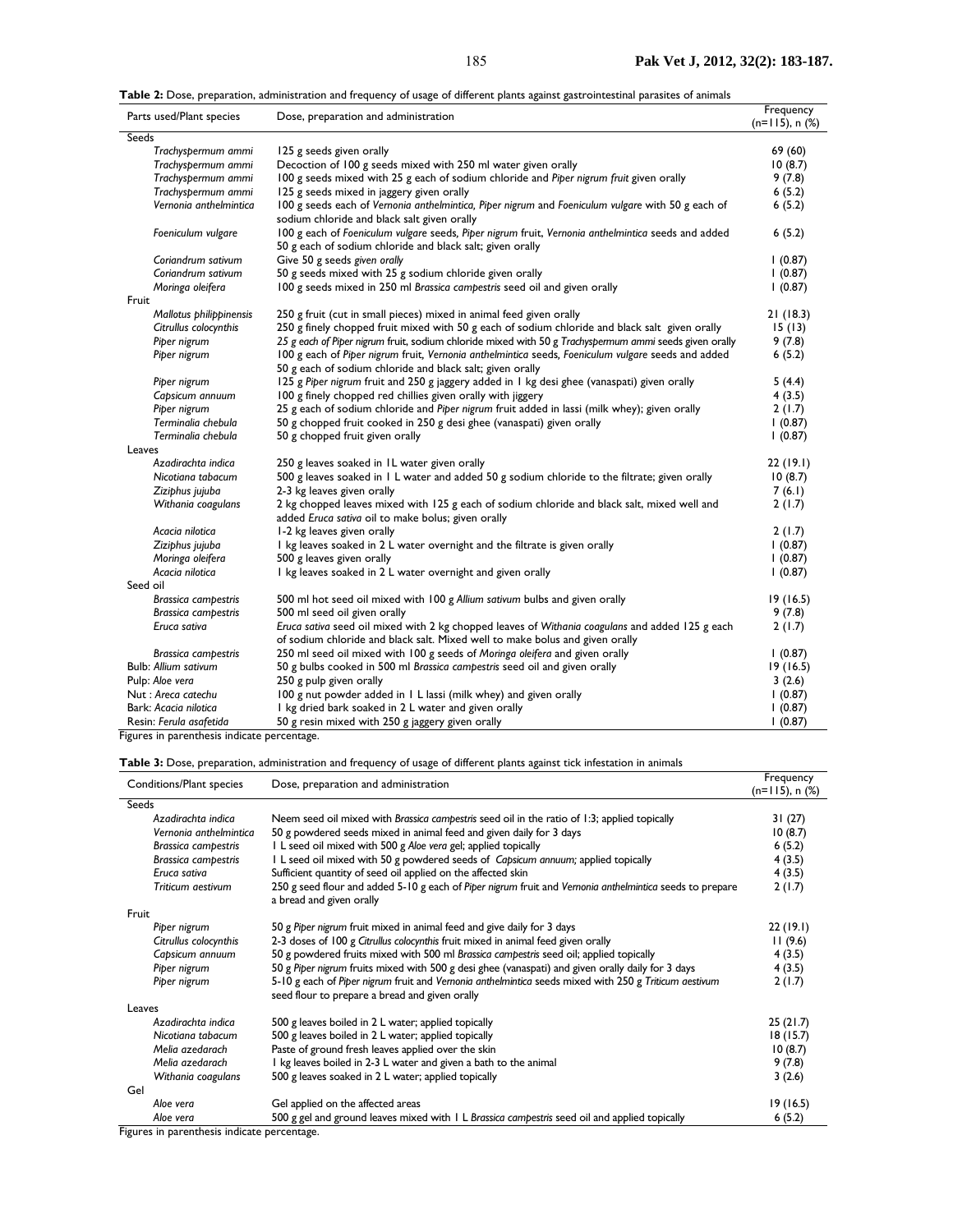**Table 2:** Dose, preparation, administration and frequency of usage of different plants against gastrointestinal parasites of animals

| Parts used/Plant species | Dose, preparation and administration | Frequency (n=115), n (%) |
|---|---|---|
| Seeds | | |
| *Trachyspermum ammi* | 125 g seeds given orally | 69 (60) |
| *Trachyspermum ammi* | Decoction of 100 g seeds mixed with 250 ml water given orally | 10 (8.7) |
| *Trachyspermum ammi* | 100 g seeds mixed with 25 g each of sodium chloride and *Piper nigrum fruit* given orally | 9 (7.8) |
| *Trachyspermum ammi* | 125 g seeds mixed in jaggery given orally | 6 (5.2) |
| *Vernonia anthelmintica* | 100 g seeds each of *Vernonia anthelmintica*, *Piper nigrum* and *Foeniculum vulgare* with 50 g each of sodium chloride and black salt given orally | 6 (5.2) |
| *Foeniculum vulgare* | 100 g each of *Foeniculum vulgare* seeds, *Piper nigrum* fruit, *Vernonia anthelmintica* seeds and added 50 g each of sodium chloride and black salt; given orally | 6 (5.2) |
| *Coriandrum sativum* | Give 50 g seeds *given orally* | 1 (0.87) |
| *Coriandrum sativum* | 50 g seeds mixed with 25 g sodium chloride given orally | 1 (0.87) |
| *Moringa oleifera* | 100 g seeds mixed in 250 ml *Brassica campestris* seed oil and given orally | 1 (0.87) |
| Fruit | | |
| *Mallotus philippinensis* | 250 g fruit (cut in small pieces) mixed in animal feed given orally | 21 (18.3) |
| *Citrullus colocynthis* | 250 g finely chopped fruit mixed with 50 g each of sodium chloride and black salt given orally | 15 (13) |
| *Piper nigrum* | *25 g each of Piper nigrum fruit, sodium chloride mixed with 50 g Trachyspermum ammi seeds given orally* | 9 (7.8) |
| *Piper nigrum* | 100 g each of *Piper nigrum* fruit, *Vernonia anthelmintica* seeds, *Foeniculum vulgare* seeds and added 50 g each of sodium chloride and black salt; given orally | 6 (5.2) |
| *Piper nigrum* | 125 g *Piper nigrum* fruit and 250 g jaggery added in 1 kg desi ghee (vanaspati) given orally | 5 (4.4) |
| *Capsicum annuum* | 100 g finely chopped red chillies given orally with jiggery | 4 (3.5) |
| *Piper nigrum* | 25 g each of sodium chloride and *Piper nigrum* fruit added in lassi (milk whey); given orally | 2 (1.7) |
| *Terminalia chebula* | 50 g chopped fruit cooked in 250 g desi ghee (vanaspati) given orally | 1 (0.87) |
| *Terminalia chebula* | 50 g chopped fruit given orally | 1 (0.87) |
| Leaves | | |
| *Azadirachta indica* | 250 g leaves soaked in 1L water given orally | 22 (19.1) |
| *Nicotiana tabacum* | 500 g leaves soaked in 1 L water and added 50 g sodium chloride to the filtrate; given orally | 10 (8.7) |
| *Ziziphus jujuba* | 2-3 kg leaves given orally | 7 (6.1) |
| *Withania coagulans* | 2 kg chopped leaves mixed with 125 g each of sodium chloride and black salt, mixed well and added *Eruca sativa* oil to make bolus; given orally | 2 (1.7) |
| *Acacia nilotica* | 1-2 kg leaves given orally | 2 (1.7) |
| *Ziziphus jujuba* | 1 kg leaves soaked in 2 L water overnight and the filtrate is given orally | 1 (0.87) |
| *Moringa oleifera* | 500 g leaves given orally | 1 (0.87) |
| *Acacia nilotica* | 1 kg leaves soaked in 2 L water overnight and given orally | 1 (0.87) |
| Seed oil | | |
| *Brassica campestris* | 500 ml hot seed oil mixed with 100 g *Allium sativum* bulbs and given orally | 19 (16.5) |
| *Brassica campestris* | 500 ml seed oil given orally | 9 (7.8) |
| *Eruca sativa* | *Eruca sativa* seed oil mixed with 2 kg chopped leaves of *Withania coagulans* and added 125 g each of sodium chloride and black salt. Mixed well to make bolus and given orally | 2 (1.7) |
| *Brassica campestris* | 250 ml seed oil mixed with 100 g seeds of *Moringa oleifera* and given orally | 1 (0.87) |
| Bulb: *Allium sativum* | 50 g bulbs cooked in 500 ml *Brassica campestris* seed oil and given orally | 19 (16.5) |
| Pulp: *Aloe vera* | 250 g pulp given orally | 3 (2.6) |
| Nut : *Areca catechu* | 100 g nut powder added in 1 L lassi (milk whey) and given orally | 1 (0.87) |
| Bark: *Acacia nilotica* | 1 kg dried bark soaked in 2 L water and given orally | 1 (0.87) |
| Resin: *Ferula asafetida* | 50 g resin mixed with 250 g jaggery given orally | 1 (0.87) |

Figures in parenthesis indicate percentage.

**Table 3:** Dose, preparation, administration and frequency of usage of different plants against tick infestation in animals

| Conditions/Plant species | Dose, preparation and administration | Frequency (n=115), n (%) |
|---|---|---|
| Seeds | | |
| *Azadirachta indica* | Neem seed oil mixed with *Brassica campestris* seed oil in the ratio of 1:3; applied topically | 31 (27) |
| *Vernonia anthelmintica* | 50 g powdered seeds mixed in animal feed and given daily for 3 days | 10 (8.7) |
| *Brassica campestris* | 1 L seed oil mixed with 500 g *Aloe vera* gel; applied topically | 6 (5.2) |
| *Brassica campestris* | 1 L seed oil mixed with 50 g powdered seeds of *Capsicum annuum;* applied topically | 4 (3.5) |
| *Eruca sativa* | Sufficient quantity of seed oil applied on the affected skin | 4 (3.5) |
| *Triticum aestivum* | 250 g seed flour and added 5-10 g each of *Piper nigrum* fruit and *Vernonia anthelmintica* seeds to prepare a bread and given orally | 2 (1.7) |
| Fruit | | |
| *Piper nigrum* | 50 g *Piper nigrum* fruit mixed in animal feed and give daily for 3 days | 22 (19.1) |
| *Citrullus colocynthis* | 2-3 doses of 100 g *Citrullus colocynthis* fruit mixed in animal feed given orally | 11 (9.6) |
| *Capsicum annuum* | 50 g powdered fruits mixed with 500 ml *Brassica campestris* seed oil; applied topically | 4 (3.5) |
| *Piper nigrum* | 50 g *Piper nigrum* fruits mixed with 500 g desi ghee (vanaspati) and given orally daily for 3 days | 4 (3.5) |
| *Piper nigrum* | 5-10 g each of *Piper nigrum* fruit and *Vernonia anthelmintica* seeds mixed with 250 g *Triticum aestivum* seed flour to prepare a bread and given orally | 2 (1.7) |
| Leaves | | |
| *Azadirachta indica* | 500 g leaves boiled in 2 L water; applied topically | 25 (21.7) |
| *Nicotiana tabacum* | 500 g leaves boiled in 2 L water; applied topically | 18 (15.7) |
| *Melia azedarach* | Paste of ground fresh leaves applied over the skin | 10 (8.7) |
| *Melia azedarach* | 1 kg leaves boiled in 2-3 L water and given a bath to the animal | 9 (7.8) |
| *Withania coagulans* | 500 g leaves soaked in 2 L water; applied topically | 3 (2.6) |
| Gel | | |
| *Aloe vera* | Gel applied on the affected areas | 19 (16.5) |
| *Aloe vera* | 500 g gel and ground leaves mixed with 1 L *Brassica campestris* seed oil and applied topically | 6 (5.2) |

Figures in parenthesis indicate percentage.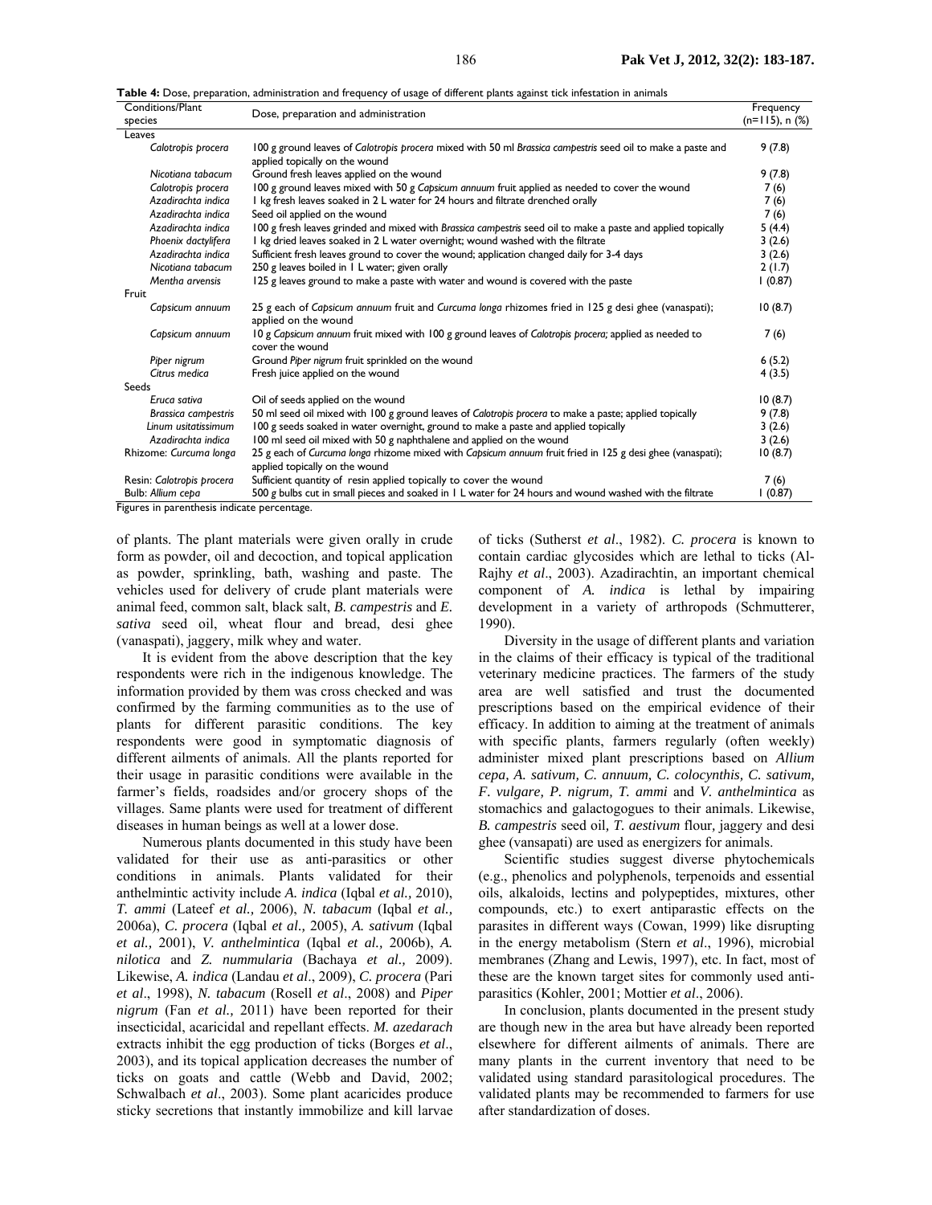**Table 4:** Dose, preparation, administration and frequency of usage of different plants against tick infestation in animals

| Conditions/Plant species | Dose, preparation and administration | Frequency (n=115), n (%) |
|---|---|---|
| Leaves | | |
| *Calotropis procera* | 100 g ground leaves of *Calotropis procera* mixed with 50 ml *Brassica campestris* seed oil to make a paste and applied topically on the wound | 9 (7.8) |
| *Nicotiana tabacum* | Ground fresh leaves applied on the wound | 9 (7.8) |
| *Calotropis procera* | 100 g ground leaves mixed with 50 g *Capsicum annuum* fruit applied as needed to cover the wound | 7 (6) |
| *Azadirachta indica* | 1 kg fresh leaves soaked in 2 L water for 24 hours and filtrate drenched orally | 7 (6) |
| *Azadirachta indica* | Seed oil applied on the wound | 7 (6) |
| *Azadirachta indica* | 100 g fresh leaves grinded and mixed with *Brassica campestris* seed oil to make a paste and applied topically | 5 (4.4) |
| *Phoenix dactylifera* | 1 kg dried leaves soaked in 2 L water overnight; wound washed with the filtrate | 3 (2.6) |
| *Azadirachta indica* | Sufficient fresh leaves ground to cover the wound; application changed daily for 3-4 days | 3 (2.6) |
| *Nicotiana tabacum* | 250 g leaves boiled in 1 L water; given orally | 2 (1.7) |
| *Mentha arvensis* | 125 g leaves ground to make a paste with water and wound is covered with the paste | 1 (0.87) |
| Fruit | | |
| *Capsicum annuum* | 25 g each of *Capsicum annuum* fruit and *Curcuma longa* rhizomes fried in 125 g desi ghee (vanaspati); applied on the wound | 10 (8.7) |
| *Capsicum annuum* | 10 g *Capsicum annuum* fruit mixed with 100 g ground leaves of *Calotropis procera*; applied as needed to cover the wound | 7 (6) |
| *Piper nigrum* | Ground *Piper nigrum* fruit sprinkled on the wound | 6 (5.2) |
| *Citrus medica* | Fresh juice applied on the wound | 4 (3.5) |
| Seeds | | |
| *Eruca sativa* | Oil of seeds applied on the wound | 10 (8.7) |
| *Brassica campestris* | 50 ml seed oil mixed with 100 g ground leaves of *Calotropis procera* to make a paste; applied topically | 9 (7.8) |
| *Linum usitatissimum* | 100 g seeds soaked in water overnight, ground to make a paste and applied topically | 3 (2.6) |
| *Azadirachta indica* | 100 ml seed oil mixed with 50 g naphthalene and applied on the wound | 3 (2.6) |
| Rhizome: *Curcuma longa* | 25 g each of *Curcuma longa* rhizome mixed with *Capsicum annuum* fruit fried in 125 g desi ghee (vanaspati); applied topically on the wound | 10 (8.7) |
| Resin: *Calotropis procera* | Sufficient quantity of resin applied topically to cover the wound | 7 (6) |
| Bulb: *Allium cepa* | 500 g bulbs cut in small pieces and soaked in 1 L water for 24 hours and wound washed with the filtrate | 1 (0.87) |

Figures in parenthesis indicate percentage.

of plants. The plant materials were given orally in crude form as powder, oil and decoction, and topical application as powder, sprinkling, bath, washing and paste. The vehicles used for delivery of crude plant materials were animal feed, common salt, black salt, *B. campestris* and *E. sativa* seed oil, wheat flour and bread, desi ghee (vanaspati), jaggery, milk whey and water.

It is evident from the above description that the key respondents were rich in the indigenous knowledge. The information provided by them was cross checked and was confirmed by the farming communities as to the use of plants for different parasitic conditions. The key respondents were good in symptomatic diagnosis of different ailments of animals. All the plants reported for their usage in parasitic conditions were available in the farmer's fields, roadsides and/or grocery shops of the villages. Same plants were used for treatment of different diseases in human beings as well at a lower dose.

Numerous plants documented in this study have been validated for their use as anti-parasitics or other conditions in animals. Plants validated for their anthelmintic activity include *A. indica* (Iqbal *et al.,* 2010), *T. ammi* (Lateef *et al.,* 2006), *N. tabacum* (Iqbal *et al.,* 2006a), *C. procera* (Iqbal *et al.,* 2005), *A. sativum* (Iqbal *et al.,* 2001), *V. anthelmintica* (Iqbal *et al.,* 2006b), *A. nilotica* and *Z. nummularia* (Bachaya *et al.,* 2009). Likewise, *A. indica* (Landau *et al*., 2009), *C. procera* (Pari *et al*., 1998), *N. tabacum* (Rosell *et al*., 2008) and *Piper nigrum* (Fan *et al.,* 2011) have been reported for their insecticidal, acaricidal and repellant effects. *M. azedarach* extracts inhibit the egg production of ticks (Borges *et al*., 2003), and its topical application decreases the number of ticks on goats and cattle (Webb and David, 2002; Schwalbach *et al*., 2003). Some plant acaricides produce sticky secretions that instantly immobilize and kill larvae of ticks (Sutherst *et al*., 1982). *C. procera* is known to contain cardiac glycosides which are lethal to ticks (Al-Rajhy *et al*., 2003). Azadirachtin, an important chemical component of *A. indica* is lethal by impairing development in a variety of arthropods (Schmutterer, 1990).

Diversity in the usage of different plants and variation in the claims of their efficacy is typical of the traditional veterinary medicine practices. The farmers of the study area are well satisfied and trust the documented prescriptions based on the empirical evidence of their efficacy. In addition to aiming at the treatment of animals with specific plants, farmers regularly (often weekly) administer mixed plant prescriptions based on *Allium cepa, A. sativum, C. annuum, C. colocynthis, C. sativum, F. vulgare, P. nigrum, T. ammi* and *V. anthelmintica* as stomachics and galactogogues to their animals. Likewise, *B. campestris* seed oil, *T. aestivum* flour, jaggery and desi ghee (vansapati) are used as energizers for animals.

Scientific studies suggest diverse phytochemicals (e.g., phenolics and polyphenols, terpenoids and essential oils, alkaloids, lectins and polypeptides, mixtures, other compounds, etc.) to exert antiparastic effects on the parasites in different ways (Cowan, 1999) like disrupting in the energy metabolism (Stern *et al*., 1996), microbial membranes (Zhang and Lewis, 1997), etc. In fact, most of these are the known target sites for commonly used anti-parasitics (Kohler, 2001; Mottier *et al*., 2006).

In conclusion, plants documented in the present study are though new in the area but have already been reported elsewhere for different ailments of animals. There are many plants in the current inventory that need to be validated using standard parasitological procedures. The validated plants may be recommended to farmers for use after standardization of doses.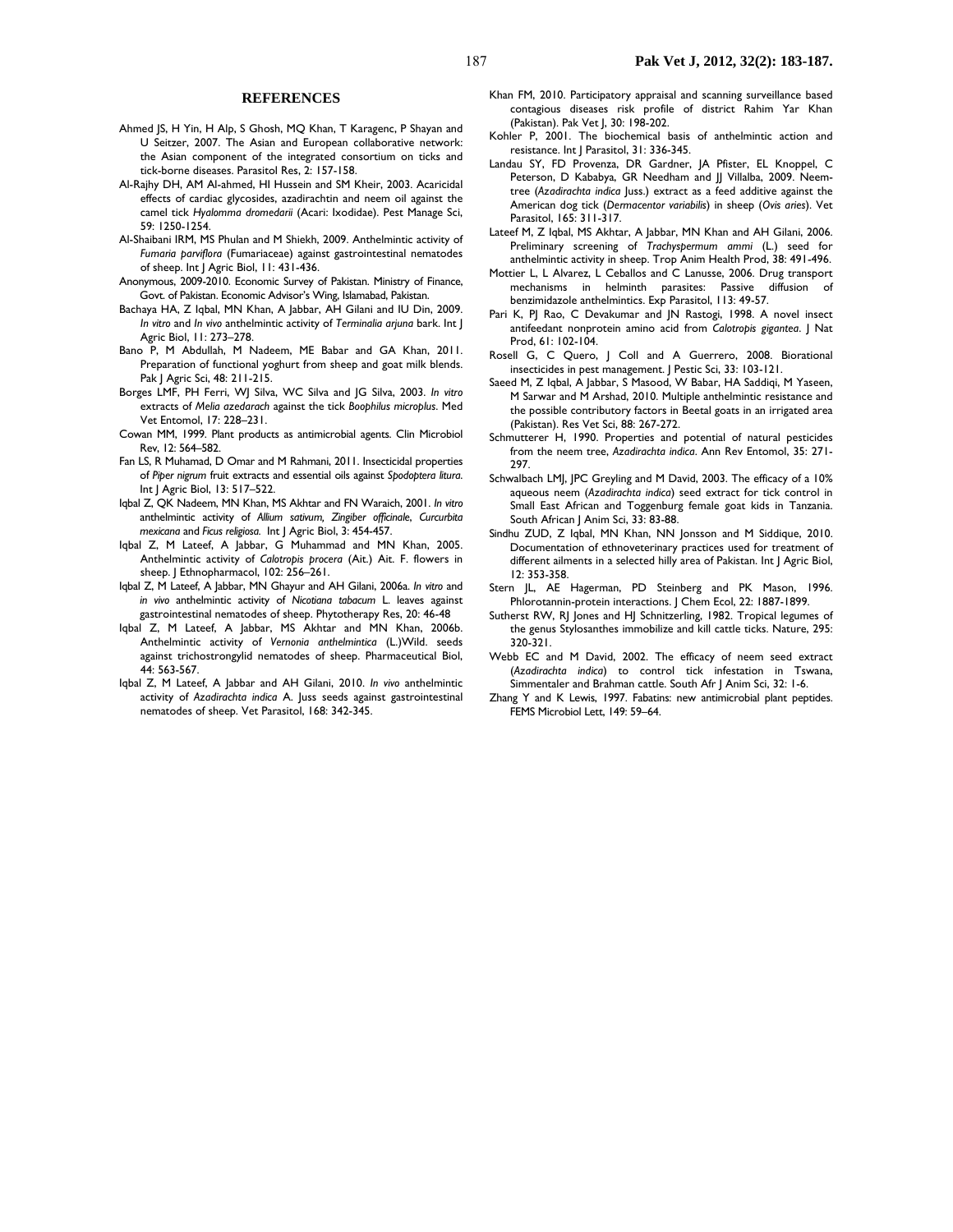## REFERENCES

Ahmed JS, H Yin, H Alp, S Ghosh, MQ Khan, T Karagenc, P Shayan and U Seitzer, 2007. The Asian and European collaborative network: the Asian component of the integrated consortium on ticks and tick-borne diseases. Parasitol Res, 2: 157-158.

Al-Rajhy DH, AM Al-ahmed, HI Hussein and SM Kheir, 2003. Acaricidal effects of cardiac glycosides, azadirachtin and neem oil against the camel tick *Hyalomma dromedarii* (Acari: Ixodidae). Pest Manage Sci, 59: 1250-1254.

Al-Shaibani IRM, MS Phulan and M Shiekh, 2009. Anthelmintic activity of *Fumaria parviflora* (Fumariaceae) against gastrointestinal nematodes of sheep. Int J Agric Biol, 11: 431-436.

Anonymous, 2009-2010. Economic Survey of Pakistan. Ministry of Finance, Govt. of Pakistan. Economic Advisor's Wing, Islamabad, Pakistan.

Bachaya HA, Z Iqbal, MN Khan, A Jabbar, AH Gilani and IU Din, 2009. *In vitro* and *In vivo* anthelmintic activity of *Terminalia arjuna* bark. Int J Agric Biol, 11: 273–278.

Bano P, M Abdullah, M Nadeem, ME Babar and GA Khan, 2011. Preparation of functional yoghurt from sheep and goat milk blends. Pak J Agric Sci, 48: 211-215.

Borges LMF, PH Ferri, WJ Silva, WC Silva and JG Silva, 2003. *In vitro* extracts of *Melia azedarach* against the tick *Boophilus microplus*. Med Vet Entomol, 17: 228–231.

Cowan MM, 1999. Plant products as antimicrobial agents. Clin Microbiol Rev, 12: 564–582.

Fan LS, R Muhamad, D Omar and M Rahmani, 2011. Insecticidal properties of *Piper nigrum* fruit extracts and essential oils against *Spodoptera litura*. Int J Agric Biol, 13: 517–522.

Iqbal Z, QK Nadeem, MN Khan, MS Akhtar and FN Waraich, 2001. *In vitro* anthelmintic activity of *Allium sativum, Zingiber officinale*, *Curcurbita mexicana* and *Ficus religiosa*. Int J Agric Biol, 3: 454-457.

Iqbal Z, M Lateef, A Jabbar, G Muhammad and MN Khan, 2005. Anthelmintic activity of *Calotropis procera* (Ait.) Ait. F. flowers in sheep. J Ethnopharmacol, 102: 256–261.

Iqbal Z, M Lateef, A Jabbar, MN Ghayur and AH Gilani, 2006a. *In vitro* and *in vivo* anthelmintic activity of *Nicotiana tabacum* L. leaves against gastrointestinal nematodes of sheep. Phytotherapy Res, 20: 46-48

Iqbal Z, M Lateef, A Jabbar, MS Akhtar and MN Khan, 2006b. Anthelmintic activity of *Vernonia anthelmintica* (L.)Wild. seeds against trichostrongylid nematodes of sheep. Pharmaceutical Biol, 44: 563-567.

Iqbal Z, M Lateef, A Jabbar and AH Gilani, 2010. *In vivo* anthelmintic activity of *Azadirachta indica* A. Juss seeds against gastrointestinal nematodes of sheep. Vet Parasitol, 168: 342-345.

Khan FM, 2010. Participatory appraisal and scanning surveillance based contagious diseases risk profile of district Rahim Yar Khan (Pakistan). Pak Vet J, 30: 198-202.

Kohler P, 2001. The biochemical basis of anthelmintic action and resistance. Int J Parasitol, 31: 336-345.

Landau SY, FD Provenza, DR Gardner, JA Pfister, EL Knoppel, C Peterson, D Kababya, GR Needham and JJ Villalba, 2009. Neem-tree (*Azadirachta indica* Juss.) extract as a feed additive against the American dog tick (*Dermacentor variabilis*) in sheep (*Ovis aries*). Vet Parasitol, 165: 311-317.

Lateef M, Z Iqbal, MS Akhtar, A Jabbar, MN Khan and AH Gilani, 2006. Preliminary screening of *Trachyspermum ammi* (L.) seed for anthelmintic activity in sheep. Trop Anim Health Prod, 38: 491-496.

Mottier L, L Alvarez, L Ceballos and C Lanusse, 2006. Drug transport mechanisms in helminth parasites: Passive diffusion of benzimidazole anthelmintics. Exp Parasitol, 113: 49-57.

Pari K, PJ Rao, C Devakumar and JN Rastogi, 1998. A novel insect antifeedant nonprotein amino acid from *Calotropis gigantea*. J Nat Prod, 61: 102-104.

Rosell G, C Quero, J Coll and A Guerrero, 2008. Biorational insecticides in pest management. J Pestic Sci, 33: 103-121.

Saeed M, Z Iqbal, A Jabbar, S Masood, W Babar, HA Saddiqi, M Yaseen, M Sarwar and M Arshad, 2010. Multiple anthelmintic resistance and the possible contributory factors in Beetal goats in an irrigated area (Pakistan). Res Vet Sci, 88: 267-272.

Schmutterer H, 1990. Properties and potential of natural pesticides from the neem tree, *Azadirachta indica*. Ann Rev Entomol, 35: 271-297.

Schwalbach LMJ, JPC Greyling and M David, 2003. The efficacy of a 10% aqueous neem (*Azadirachta indica*) seed extract for tick control in Small East African and Toggenburg female goat kids in Tanzania. South African J Anim Sci, 33: 83-88.

Sindhu ZUD, Z Iqbal, MN Khan, NN Jonsson and M Siddique, 2010. Documentation of ethnoveterinary practices used for treatment of different ailments in a selected hilly area of Pakistan. Int J Agric Biol, 12: 353-358.

Stern JL, AE Hagerman, PD Steinberg and PK Mason, 1996. Phlorotannin-protein interactions. J Chem Ecol, 22: 1887-1899.

Sutherst RW, RJ Jones and HJ Schnitzerling, 1982. Tropical legumes of the genus Stylosanthes immobilize and kill cattle ticks. Nature, 295: 320-321.

Webb EC and M David, 2002. The efficacy of neem seed extract (*Azadirachta indica*) to control tick infestation in Tswana, Simmentaler and Brahman cattle. South Afr J Anim Sci, 32: 1-6.

Zhang Y and K Lewis, 1997. Fabatins: new antimicrobial plant peptides. FEMS Microbiol Lett, 149: 59–64.